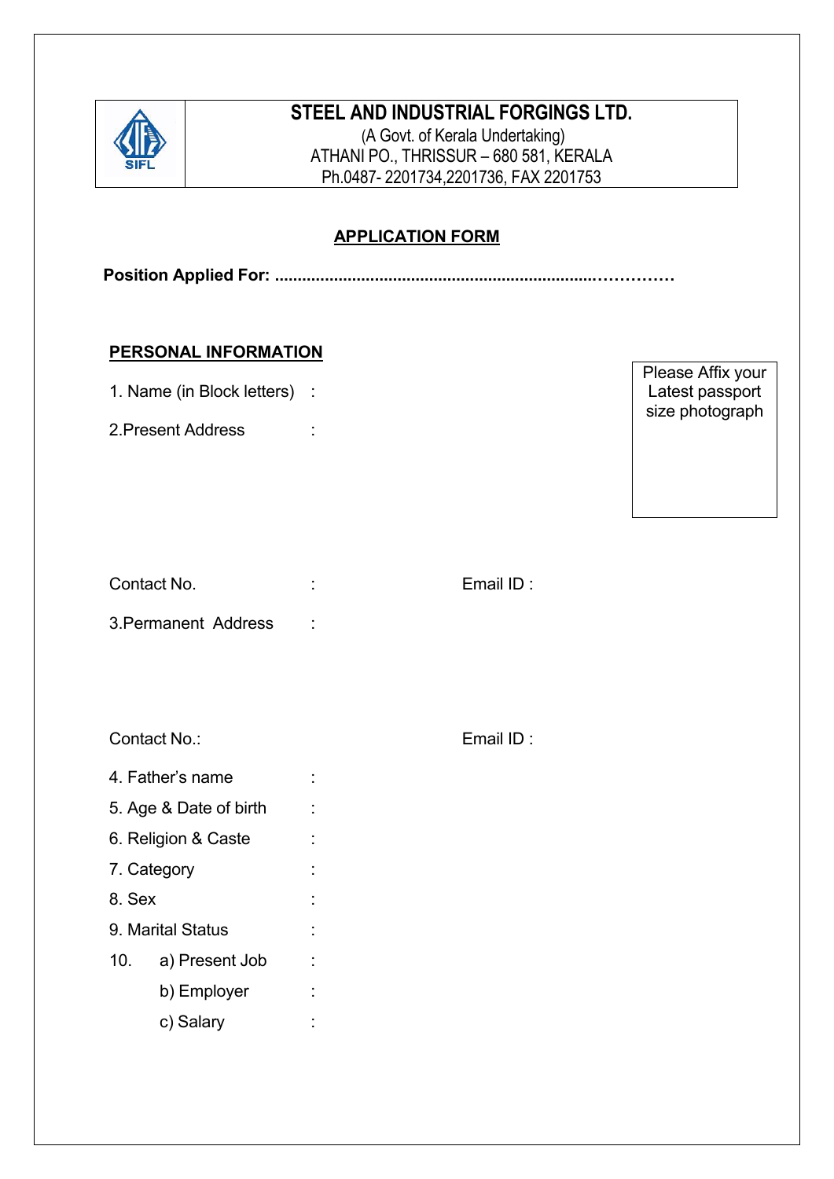# STEEL AND INDUSTRIAL FORGINGS LTD.

(A Govt. of Kerala Undertaking)
ATHANI PO., THRISSUR – 680 581, KERALA
Ph.0487- 2201734,2201736, FAX 2201753

## APPLICATION FORM

**Position Applied For: .......................................................................……………**

### PERSONAL INFORMATION

Please Affix your Latest passport size photograph

1. Name (in Block letters) :

2. Present Address :

Contact No. : Email ID :

3. Permanent Address :

Contact No.: Email ID :

4. Father's name :

5. Age & Date of birth :

6. Religion & Caste :

7. Category :

8. Sex :

9. Marital Status :

10. a) Present Job :

 b) Employer :

 c) Salary :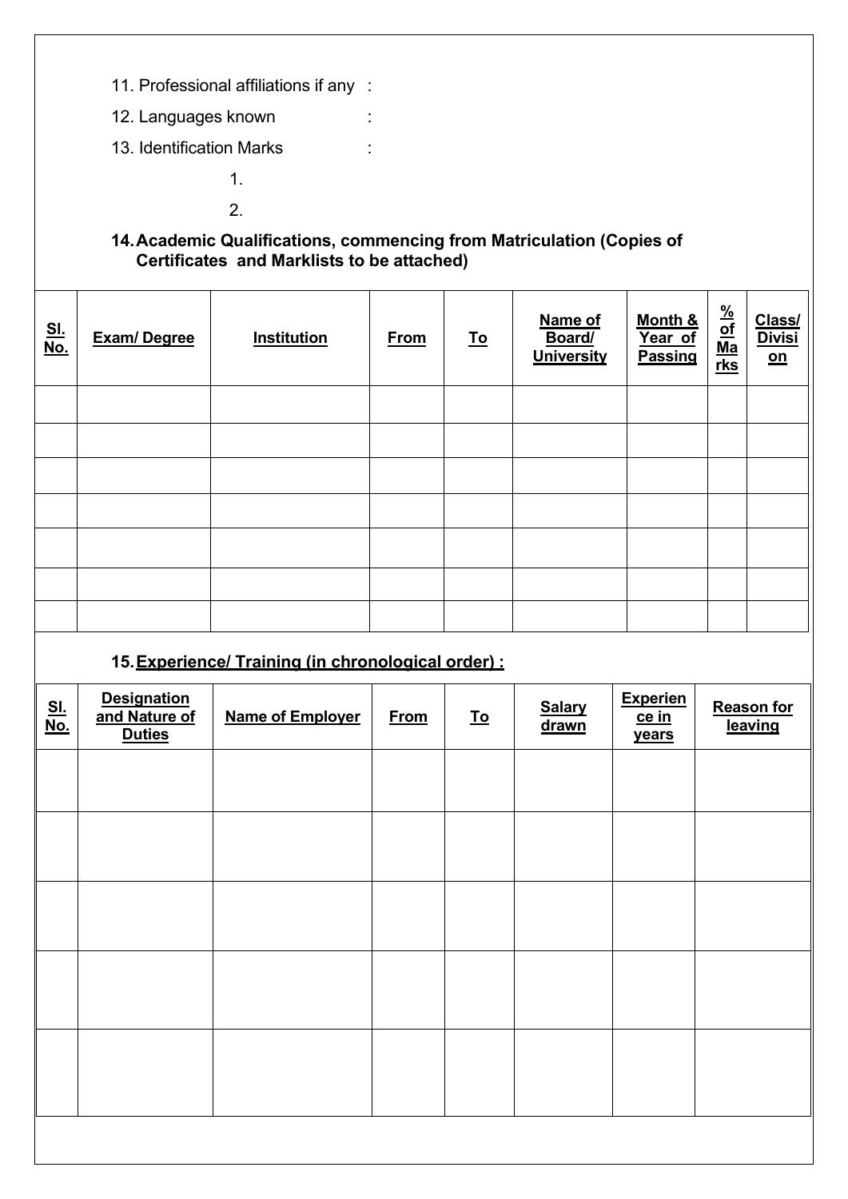11. Professional affiliations if any :

12. Languages known :

13. Identification Marks :

1.

2.

**14. Academic Qualifications, commencing from Matriculation (Copies of Certificates and Marklists to be attached)**

| **Sl. No.** | **Exam/ Degree** | **Institution** | **From** | **To** | **Name of Board/ University** | **Month & Year of Passing** | **% of Marks** | **Class/ Division** |
|---|---|---|---|---|---|---|---|---|
| | | | | | | | | |
| | | | | | | | | |
| | | | | | | | | |
| | | | | | | | | |
| | | | | | | | | |
| | | | | | | | | |
| | | | | | | | | |

**15. Experience/ Training (in chronological order) :**

| **Sl. No.** | **Designation and Nature of Duties** | **Name of Employer** | **From** | **To** | **Salary drawn** | **Experience in years** | **Reason for leaving** |
|---|---|---|---|---|---|---|---|
| | | | | | | | |
| | | | | | | | |
| | | | | | | | |
| | | | | | | | |
| | | | | | | | |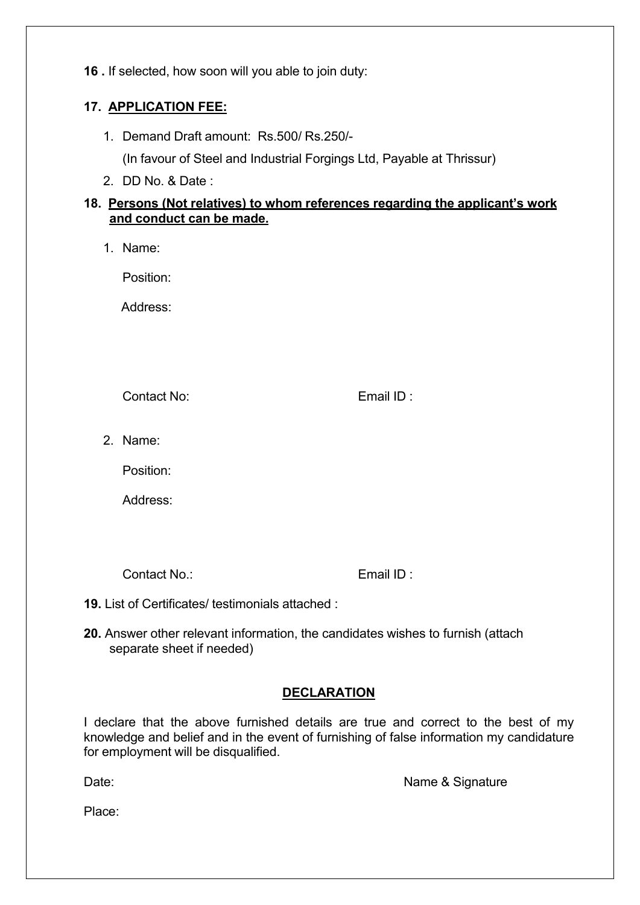**16 .** If selected, how soon will you able to join duty:

**17. APPLICATION FEE:**

1. Demand Draft amount: Rs.500/ Rs.250/-

   (In favour of Steel and Industrial Forgings Ltd, Payable at Thrissur)

2. DD No. & Date :

**18. Persons (Not relatives) to whom references regarding the applicant's work and conduct can be made.**

1. Name:

   Position:

   Address:

   Contact No: Email ID :

2. Name:

   Position:

   Address:

   Contact No.: Email ID :

**19.** List of Certificates/ testimonials attached :

**20.** Answer other relevant information, the candidates wishes to furnish (attach separate sheet if needed)

## DECLARATION

I declare that the above furnished details are true and correct to the best of my knowledge and belief and in the event of furnishing of false information my candidature for employment will be disqualified.

Date: Name & Signature

Place: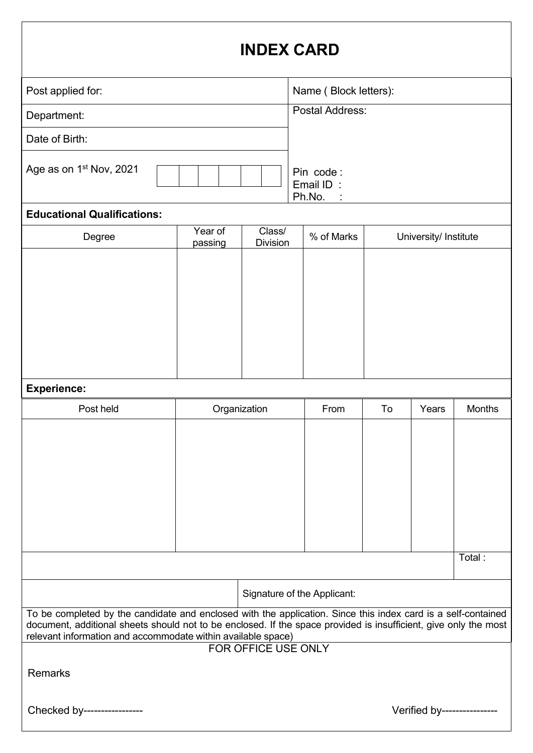# INDEX CARD

| | |
|---|---|
| Post applied for: | Name ( Block letters): |
| Department: | Postal Address: |
| Date of Birth: | |
| Age as on 1st Nov, 2021 | Pin code :<br>Email ID :<br>Ph.No. : |

**Educational Qualifications:**

| Degree | Year of passing | Class/ Division | % of Marks | University/ Institute |
|---|---|---|---|---|
| | | | | |

**Experience:**

| Post held | Organization | From | To | Years | Months |
|---|---|---|---|---|---|
| | | | | | |
| | | | | | Total : |

Signature of the Applicant:

To be completed by the candidate and enclosed with the application. Since this index card is a self-contained document, additional sheets should not to be enclosed. If the space provided is insufficient, give only the most relevant information and accommodate within available space)

FOR OFFICE USE ONLY

Remarks

Checked by----------------- Verified by----------------